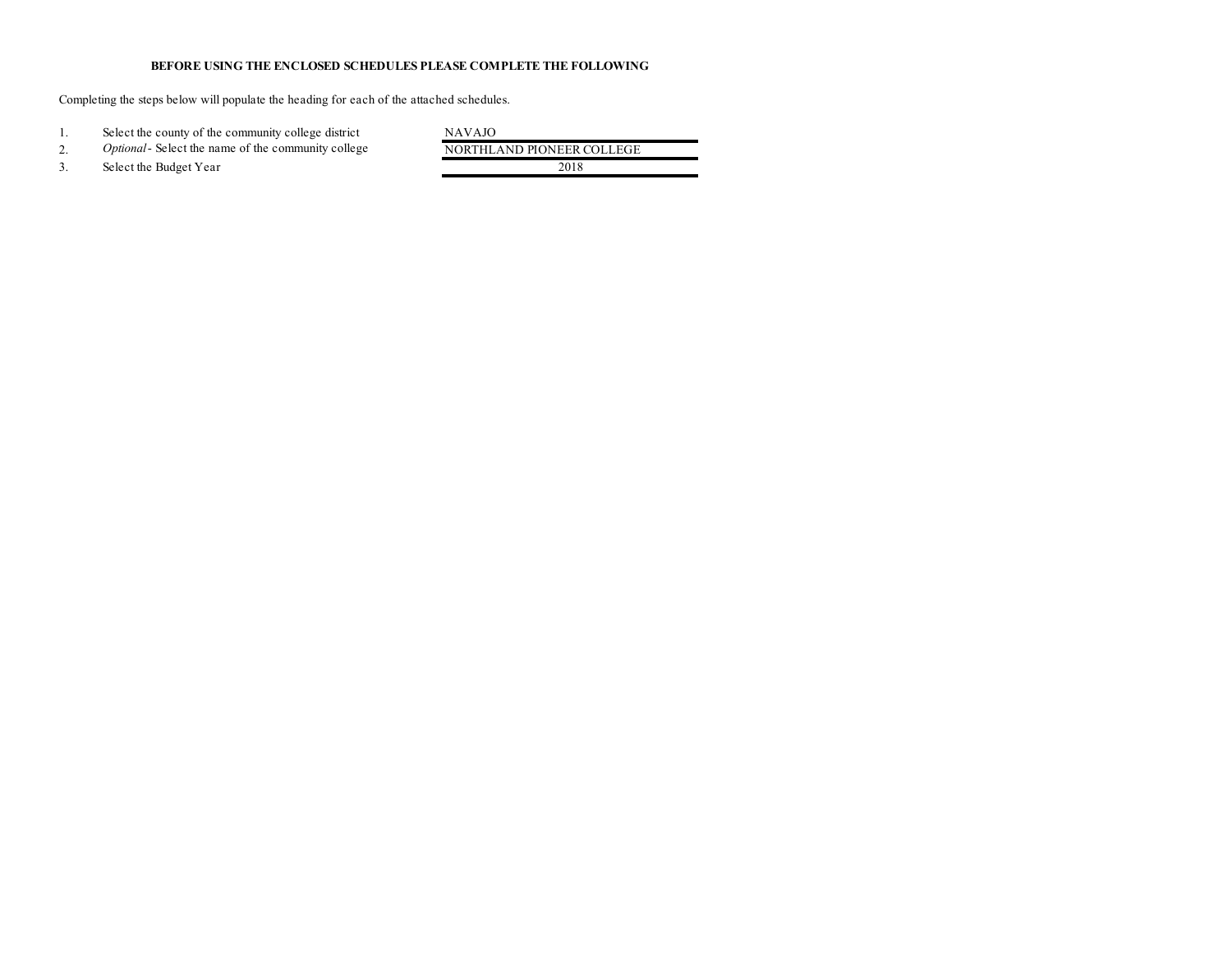**BEFORE USING THE ENCLOSED SCHEDULES PLEASE COMPLETE THE FOLLOWING**

Completing the steps below will populate the heading for each of the attached schedules.

| | | |
|---|---|---|
| 1. | Select the county of the community college district | NAVAJO |
| 2. | *Optional* - Select the name of the community college | NORTHLAND PIONEER COLLEGE |
| 3. | Select the Budget Year | 2018 |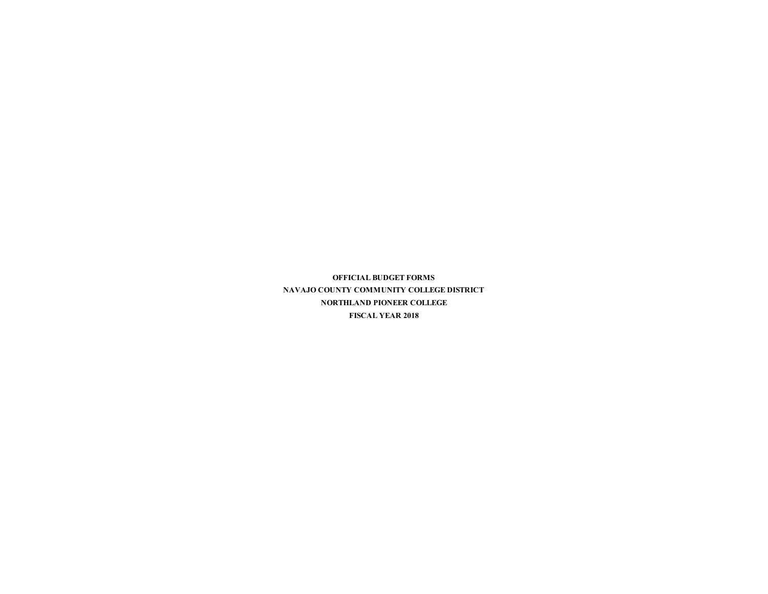**OFFICIAL BUDGET FORMS**

**NAVAJO COUNTY COMMUNITY COLLEGE DISTRICT**

**NORTHLAND PIONEER COLLEGE**

**FISCAL YEAR 2018**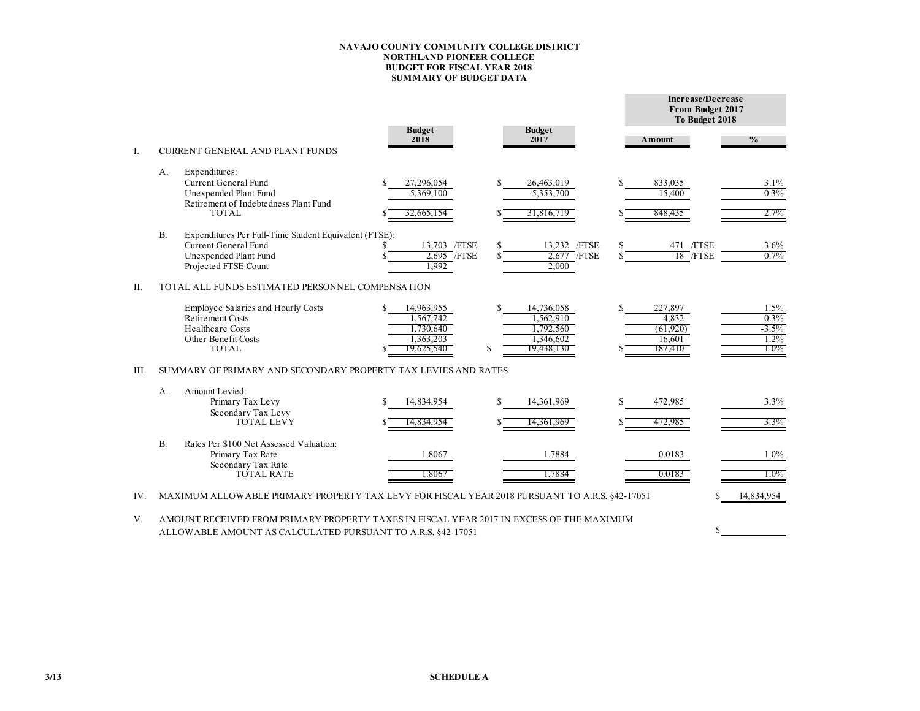# NAVAJO COUNTY COMMUNITY COLLEGE DISTRICT
## NORTHLAND PIONEER COLLEGE
## BUDGET FOR FISCAL YEAR 2018
## SUMMARY OF BUDGET DATA

| | | | | Increase/Decrease From Budget 2017 To Budget 2018 | |
|---|---|---|---|---|---|
| | | **Budget 2018** | **Budget 2017** | **Amount** | **%** |
| **I.** | **CURRENT GENERAL AND PLANT FUNDS** | | | | |
| A. | Expenditures: | | | | |
| | Current General Fund | $ 27,296,054 | $ 26,463,019 | $ 833,035 | 3.1% |
| | Unexpended Plant Fund | 5,369,100 | 5,353,700 | 15,400 | 0.3% |
| | Retirement of Indebtedness Plant Fund | | | | |
| | TOTAL | $ 32,665,154 | $ 31,816,719 | $ 848,435 | 2.7% |
| B. | Expenditures Per Full-Time Student Equivalent (FTSE): | | | | |
| | Current General Fund | $ 13,703 /FTSE | $ 13,232 /FTSE | $ 471 /FTSE | 3.6% |
| | Unexpended Plant Fund | $ 2,695 /FTSE | $ 2,677 /FTSE | $ 18 /FTSE | 0.7% |
| | Projected FTSE Count | 1,992 | 2,000 | | |
| **II.** | **TOTAL ALL FUNDS ESTIMATED PERSONNEL COMPENSATION** | | | | |
| | Employee Salaries and Hourly Costs | $ 14,963,955 | $ 14,736,058 | $ 227,897 | 1.5% |
| | Retirement Costs | 1,567,742 | 1,562,910 | 4,832 | 0.3% |
| | Healthcare Costs | 1,730,640 | 1,792,560 | (61,920) | -3.5% |
| | Other Benefit Costs | 1,363,203 | 1,346,602 | 16,601 | 1.2% |
| | TOTAL | $ 19,625,540 | $ 19,438,130 | $ 187,410 | 1.0% |
| **III.** | **SUMMARY OF PRIMARY AND SECONDARY PROPERTY TAX LEVIES AND RATES** | | | | |
| A. | Amount Levied: | | | | |
| | Primary Tax Levy | $ 14,834,954 | $ 14,361,969 | $ 472,985 | 3.3% |
| | Secondary Tax Levy | | | | |
| | TOTAL LEVY | $ 14,834,954 | $ 14,361,969 | $ 472,985 | 3.3% |
| B. | Rates Per $100 Net Assessed Valuation: | | | | |
| | Primary Tax Rate | 1.8067 | 1.7884 | 0.0183 | 1.0% |
| | Secondary Tax Rate | | | | |
| | TOTAL RATE | 1.8067 | 1.7884 | 0.0183 | 1.0% |

IV. MAXIMUM ALLOWABLE PRIMARY PROPERTY TAX LEVY FOR FISCAL YEAR 2018 PURSUANT TO A.R.S. §42-17051 — $ 14,834,954

V. AMOUNT RECEIVED FROM PRIMARY PROPERTY TAXES IN FISCAL YEAR 2017 IN EXCESS OF THE MAXIMUM ALLOWABLE AMOUNT AS CALCULATED PURSUANT TO A.R.S. §42-17051 — $

SCHEDULE A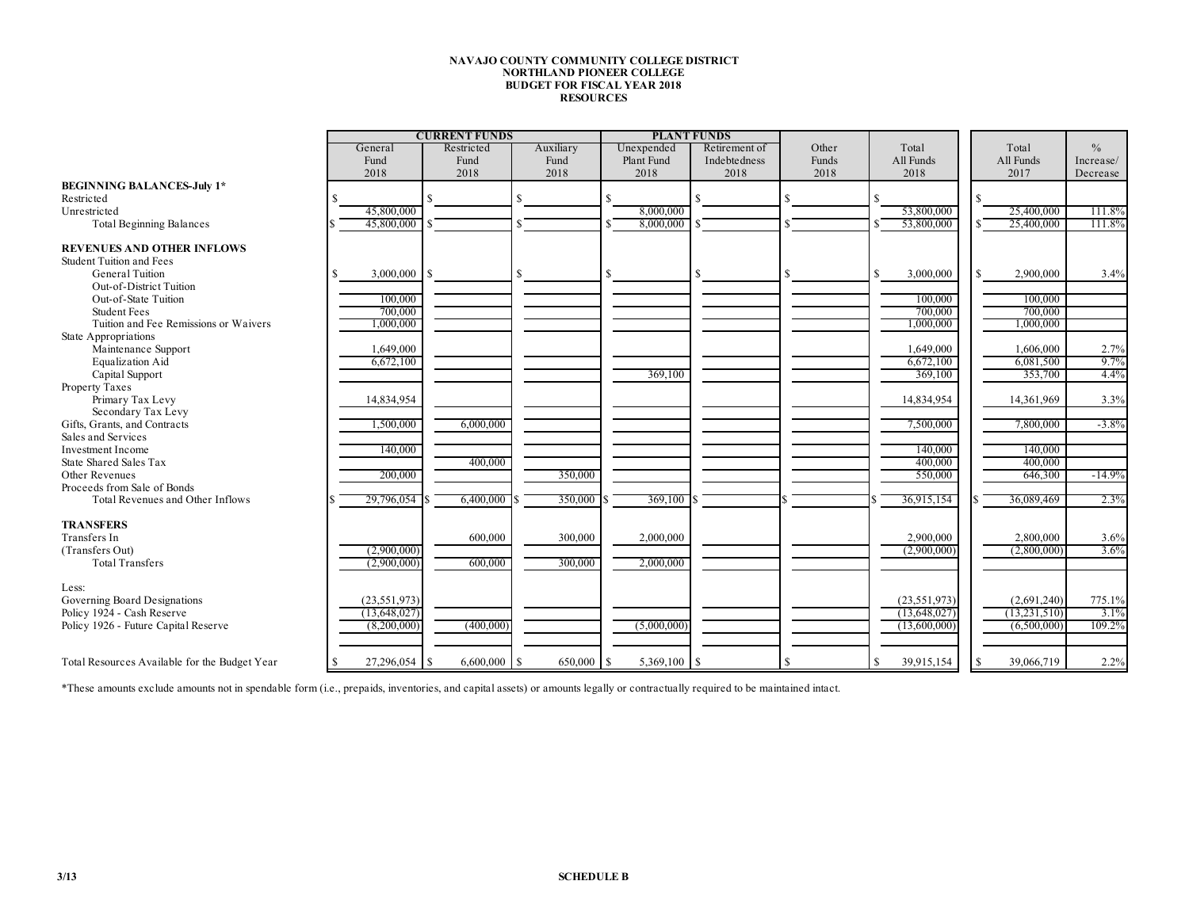# NAVAJO COUNTY COMMUNITY COLLEGE DISTRICT
## NORTHLAND PIONEER COLLEGE
### BUDGET FOR FISCAL YEAR 2018
### RESOURCES

| | CURRENT FUNDS | | | PLANT FUNDS | | | | | |
|---|---|---|---|---|---|---|---|---|---|
| | General Fund 2018 | Restricted Fund 2018 | Auxiliary Fund 2018 | Unexpended Plant Fund 2018 | Retirement of Indebtedness 2018 | Other Funds 2018 | Total All Funds 2018 | Total All Funds 2017 | % Increase/ Decrease |
| **BEGINNING BALANCES-July 1*** | | | | | | | | | |
| Restricted | $ | $ | $ | $ | $ | $ | $ | $ | |
| Unrestricted | 45,800,000 | | | 8,000,000 | | | 53,800,000 | 25,400,000 | 111.8% |
| Total Beginning Balances | $ 45,800,000 | $ | $ | $ 8,000,000 | $ | $ | $ 53,800,000 | $ 25,400,000 | 111.8% |
| **REVENUES AND OTHER INFLOWS** | | | | | | | | | |
| Student Tuition and Fees | | | | | | | | | |
| General Tuition | $ 3,000,000 | $ | $ | $ | $ | $ | $ 3,000,000 | $ 2,900,000 | 3.4% |
| Out-of-District Tuition | | | | | | | | | |
| Out-of-State Tuition | 100,000 | | | | | | 100,000 | 100,000 | |
| Student Fees | 700,000 | | | | | | 700,000 | 700,000 | |
| Tuition and Fee Remissions or Waivers | 1,000,000 | | | | | | 1,000,000 | 1,000,000 | |
| State Appropriations | | | | | | | | | |
| Maintenance Support | 1,649,000 | | | | | | 1,649,000 | 1,606,000 | 2.7% |
| Equalization Aid | 6,672,100 | | | | | | 6,672,100 | 6,081,500 | 9.7% |
| Capital Support | | | | 369,100 | | | 369,100 | 353,700 | 4.4% |
| Property Taxes | | | | | | | | | |
| Primary Tax Levy | 14,834,954 | | | | | | 14,834,954 | 14,361,969 | 3.3% |
| Secondary Tax Levy | | | | | | | | | |
| Gifts, Grants, and Contracts | 1,500,000 | 6,000,000 | | | | | 7,500,000 | 7,800,000 | -3.8% |
| Sales and Services | | | | | | | | | |
| Investment Income | 140,000 | | | | | | 140,000 | 140,000 | |
| State Shared Sales Tax | | 400,000 | | | | | 400,000 | 400,000 | |
| Other Revenues | 200,000 | | 350,000 | | | | 550,000 | 646,300 | -14.9% |
| Proceeds from Sale of Bonds | | | | | | | | | |
| Total Revenues and Other Inflows | $ 29,796,054 | $ 6,400,000 | $ 350,000 | $ 369,100 | $ | $ | $ 36,915,154 | $ 36,089,469 | 2.3% |
| **TRANSFERS** | | | | | | | | | |
| Transfers In | | 600,000 | 300,000 | 2,000,000 | | | 2,900,000 | 2,800,000 | 3.6% |
| (Transfers Out) | (2,900,000) | | | | | | (2,900,000) | (2,800,000) | 3.6% |
| Total Transfers | (2,900,000) | 600,000 | 300,000 | 2,000,000 | | | | | |
| Less: | | | | | | | | | |
| Governing Board Designations | (23,551,973) | | | | | | (23,551,973) | (2,691,240) | 775.1% |
| Policy 1924 - Cash Reserve | (13,648,027) | | | | | | (13,648,027) | (13,231,510) | 3.1% |
| Policy 1926 - Future Capital Reserve | (8,200,000) | (400,000) | | (5,000,000) | | | (13,600,000) | (6,500,000) | 109.2% |
| Total Resources Available for the Budget Year | $ 27,296,054 | $ 6,600,000 | $ 650,000 | $ 5,369,100 | $ | $ | $ 39,915,154 | $ 39,066,719 | 2.2% |

*These amounts exclude amounts not in spendable form (i.e., prepaids, inventories, and capital assets) or amounts legally or contractually required to be maintained intact.

3/13

**SCHEDULE B**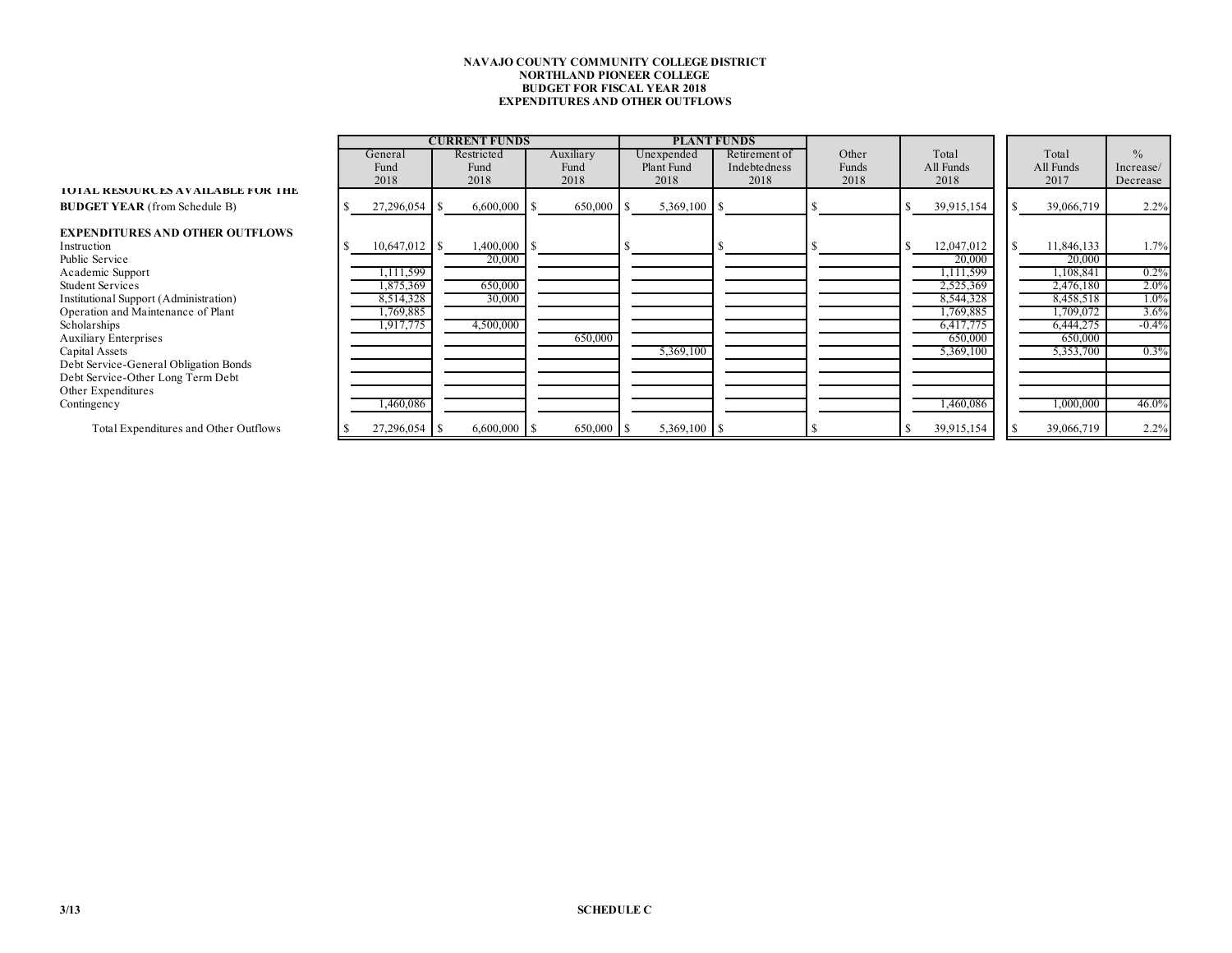NAVAJO COUNTY COMMUNITY COLLEGE DISTRICT
NORTHLAND PIONEER COLLEGE
BUDGET FOR FISCAL YEAR 2018
EXPENDITURES AND OTHER OUTFLOWS

| | CURRENT FUNDS | | | PLANT FUNDS | | | | | |
|---|---|---|---|---|---|---|---|---|---|
| | General Fund 2018 | Restricted Fund 2018 | Auxiliary Fund 2018 | Unexpended Plant Fund 2018 | Retirement of Indebtedness 2018 | Other Funds 2018 | Total All Funds 2018 | Total All Funds 2017 | % Increase/ Decrease |
| **TOTAL RESOURCES AVAILABLE FOR THE BUDGET YEAR** (from Schedule B) | $ 27,296,054 | $ 6,600,000 | $ 650,000 | $ 5,369,100 | $ | $ | $ 39,915,154 | $ 39,066,719 | 2.2% |
| **EXPENDITURES AND OTHER OUTFLOWS** | | | | | | | | | |
| Instruction | $ 10,647,012 | $ 1,400,000 | $ | $ | $ | $ | $ 12,047,012 | $ 11,846,133 | 1.7% |
| Public Service | | 20,000 | | | | | 20,000 | 20,000 | |
| Academic Support | 1,111,599 | | | | | | 1,111,599 | 1,108,841 | 0.2% |
| Student Services | 1,875,369 | 650,000 | | | | | 2,525,369 | 2,476,180 | 2.0% |
| Institutional Support (Administration) | 8,514,328 | 30,000 | | | | | 8,544,328 | 8,458,518 | 1.0% |
| Operation and Maintenance of Plant | 1,769,885 | | | | | | 1,769,885 | 1,709,072 | 3.6% |
| Scholarships | 1,917,775 | 4,500,000 | | | | | 6,417,775 | 6,444,275 | -0.4% |
| Auxiliary Enterprises | | | 650,000 | | | | 650,000 | 650,000 | |
| Capital Assets | | | | 5,369,100 | | | 5,369,100 | 5,353,700 | 0.3% |
| Debt Service-General Obligation Bonds | | | | | | | | | |
| Debt Service-Other Long Term Debt | | | | | | | | | |
| Other Expenditures | | | | | | | | | |
| Contingency | 1,460,086 | | | | | | 1,460,086 | 1,000,000 | 46.0% |
| Total Expenditures and Other Outflows | $ 27,296,054 | $ 6,600,000 | $ 650,000 | $ 5,369,100 | $ | $ | $ 39,915,154 | $ 39,066,719 | 2.2% |

3/13

SCHEDULE C